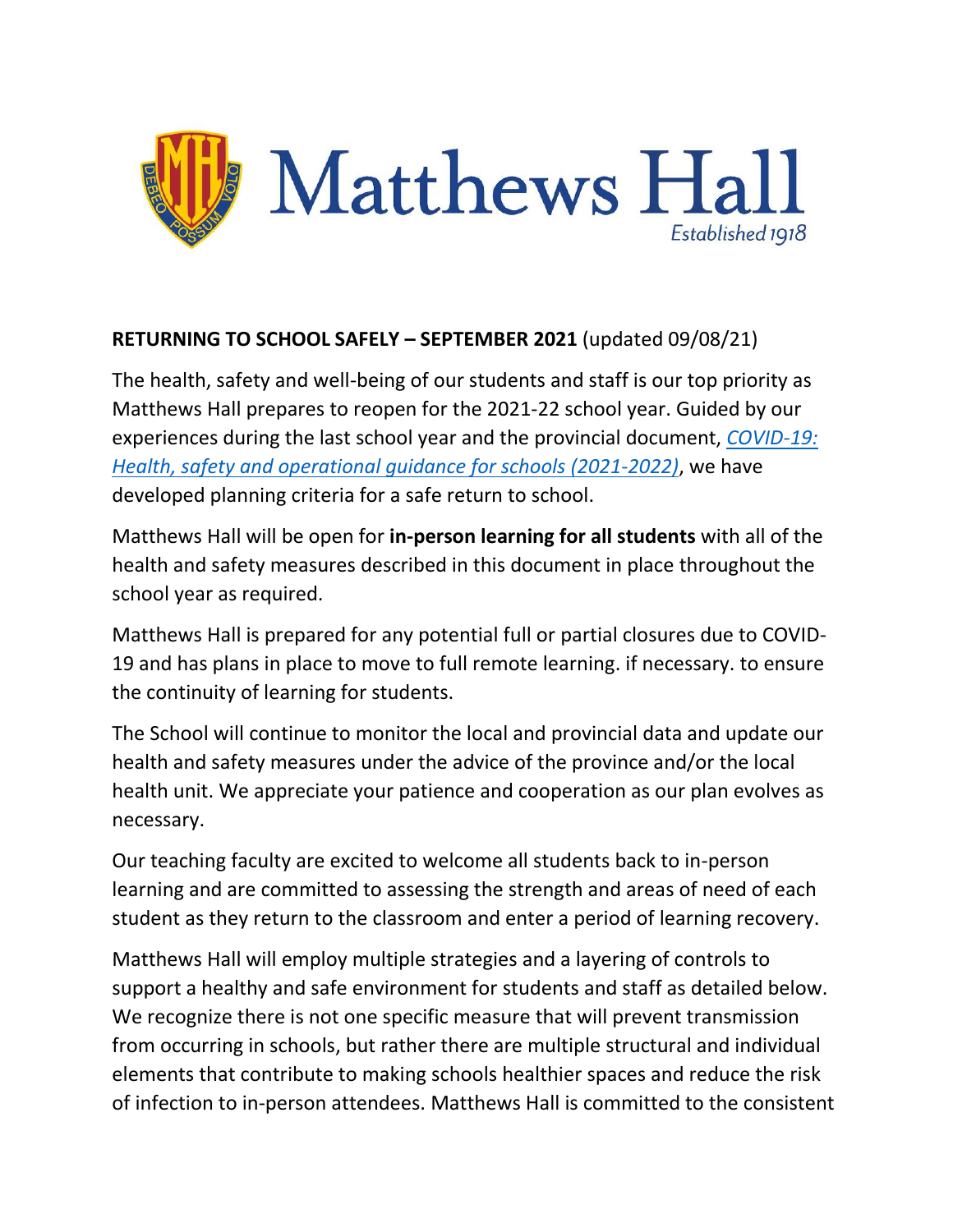Matthews Hall

Established 1918

**RETURNING TO SCHOOL SAFELY – SEPTEMBER 2021** (updated 09/08/21)

The health, safety and well-being of our students and staff is our top priority as Matthews Hall prepares to reopen for the 2021-22 school year. Guided by our experiences during the last school year and the provincial document, *COVID-19: Health, safety and operational guidance for schools (2021-2022)*, we have developed planning criteria for a safe return to school.

Matthews Hall will be open for **in-person learning for all students** with all of the health and safety measures described in this document in place throughout the school year as required.

Matthews Hall is prepared for any potential full or partial closures due to COVID-19 and has plans in place to move to full remote learning. if necessary. to ensure the continuity of learning for students.

The School will continue to monitor the local and provincial data and update our health and safety measures under the advice of the province and/or the local health unit. We appreciate your patience and cooperation as our plan evolves as necessary.

Our teaching faculty are excited to welcome all students back to in-person learning and are committed to assessing the strength and areas of need of each student as they return to the classroom and enter a period of learning recovery.

Matthews Hall will employ multiple strategies and a layering of controls to support a healthy and safe environment for students and staff as detailed below. We recognize there is not one specific measure that will prevent transmission from occurring in schools, but rather there are multiple structural and individual elements that contribute to making schools healthier spaces and reduce the risk of infection to in-person attendees. Matthews Hall is committed to the consistent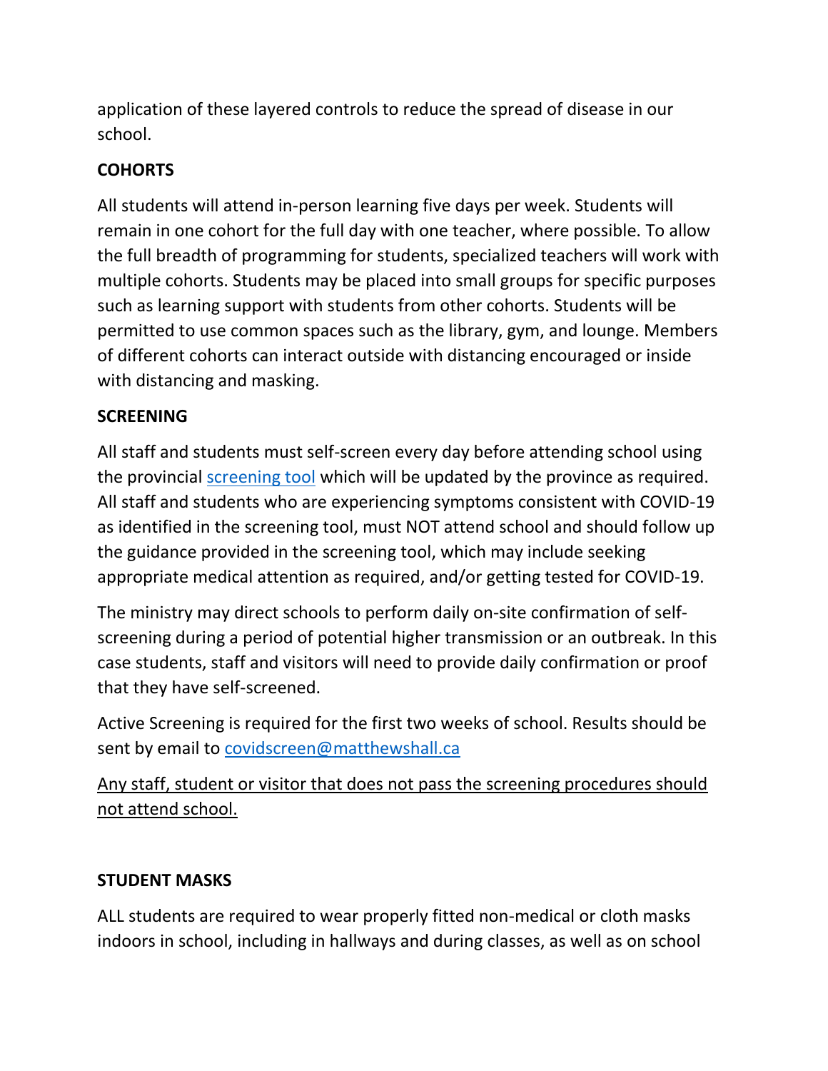application of these layered controls to reduce the spread of disease in our school.

**COHORTS**

All students will attend in-person learning five days per week. Students will remain in one cohort for the full day with one teacher, where possible. To allow the full breadth of programming for students, specialized teachers will work with multiple cohorts. Students may be placed into small groups for specific purposes such as learning support with students from other cohorts. Students will be permitted to use common spaces such as the library, gym, and lounge. Members of different cohorts can interact outside with distancing encouraged or inside with distancing and masking.

**SCREENING**

All staff and students must self-screen every day before attending school using the provincial [screening tool](screening tool) which will be updated by the province as required. All staff and students who are experiencing symptoms consistent with COVID-19 as identified in the screening tool, must NOT attend school and should follow up the guidance provided in the screening tool, which may include seeking appropriate medical attention as required, and/or getting tested for COVID-19.

The ministry may direct schools to perform daily on-site confirmation of self-screening during a period of potential higher transmission or an outbreak. In this case students, staff and visitors will need to provide daily confirmation or proof that they have self-screened.

Active Screening is required for the first two weeks of school. Results should be sent by email to [covidscreen@matthewshall.ca](mailto:covidscreen@matthewshall.ca)

<u>Any staff, student or visitor that does not pass the screening procedures should not attend school.</u>

**STUDENT MASKS**

ALL students are required to wear properly fitted non-medical or cloth masks indoors in school, including in hallways and during classes, as well as on school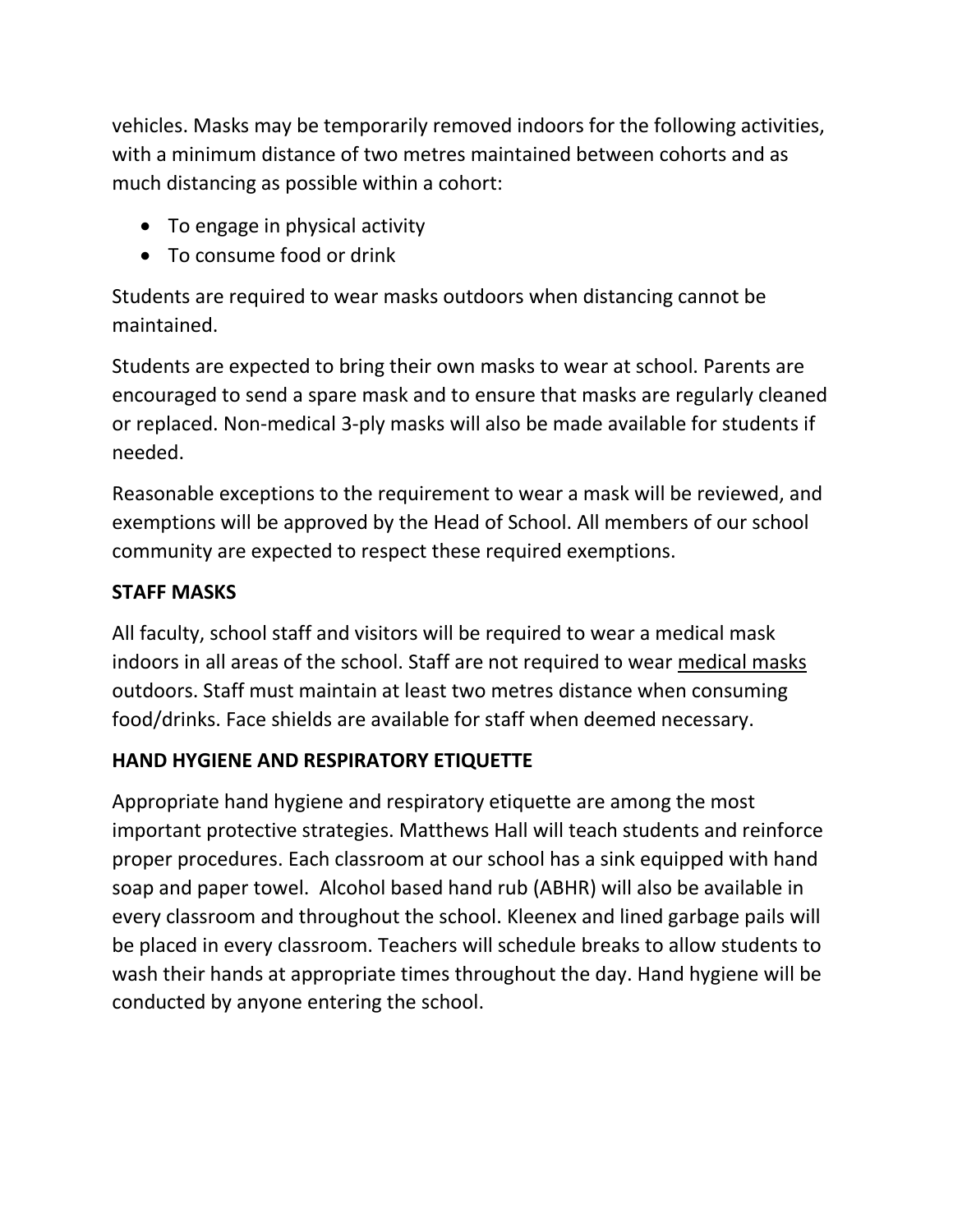vehicles. Masks may be temporarily removed indoors for the following activities, with a minimum distance of two metres maintained between cohorts and as much distancing as possible within a cohort:

- To engage in physical activity
- To consume food or drink

Students are required to wear masks outdoors when distancing cannot be maintained.

Students are expected to bring their own masks to wear at school. Parents are encouraged to send a spare mask and to ensure that masks are regularly cleaned or replaced. Non-medical 3-ply masks will also be made available for students if needed.

Reasonable exceptions to the requirement to wear a mask will be reviewed, and exemptions will be approved by the Head of School. All members of our school community are expected to respect these required exemptions.

**STAFF MASKS**

All faculty, school staff and visitors will be required to wear a medical mask indoors in all areas of the school. Staff are not required to wear medical masks outdoors. Staff must maintain at least two metres distance when consuming food/drinks. Face shields are available for staff when deemed necessary.

**HAND HYGIENE AND RESPIRATORY ETIQUETTE**

Appropriate hand hygiene and respiratory etiquette are among the most important protective strategies. Matthews Hall will teach students and reinforce proper procedures. Each classroom at our school has a sink equipped with hand soap and paper towel. Alcohol based hand rub (ABHR) will also be available in every classroom and throughout the school. Kleenex and lined garbage pails will be placed in every classroom. Teachers will schedule breaks to allow students to wash their hands at appropriate times throughout the day. Hand hygiene will be conducted by anyone entering the school.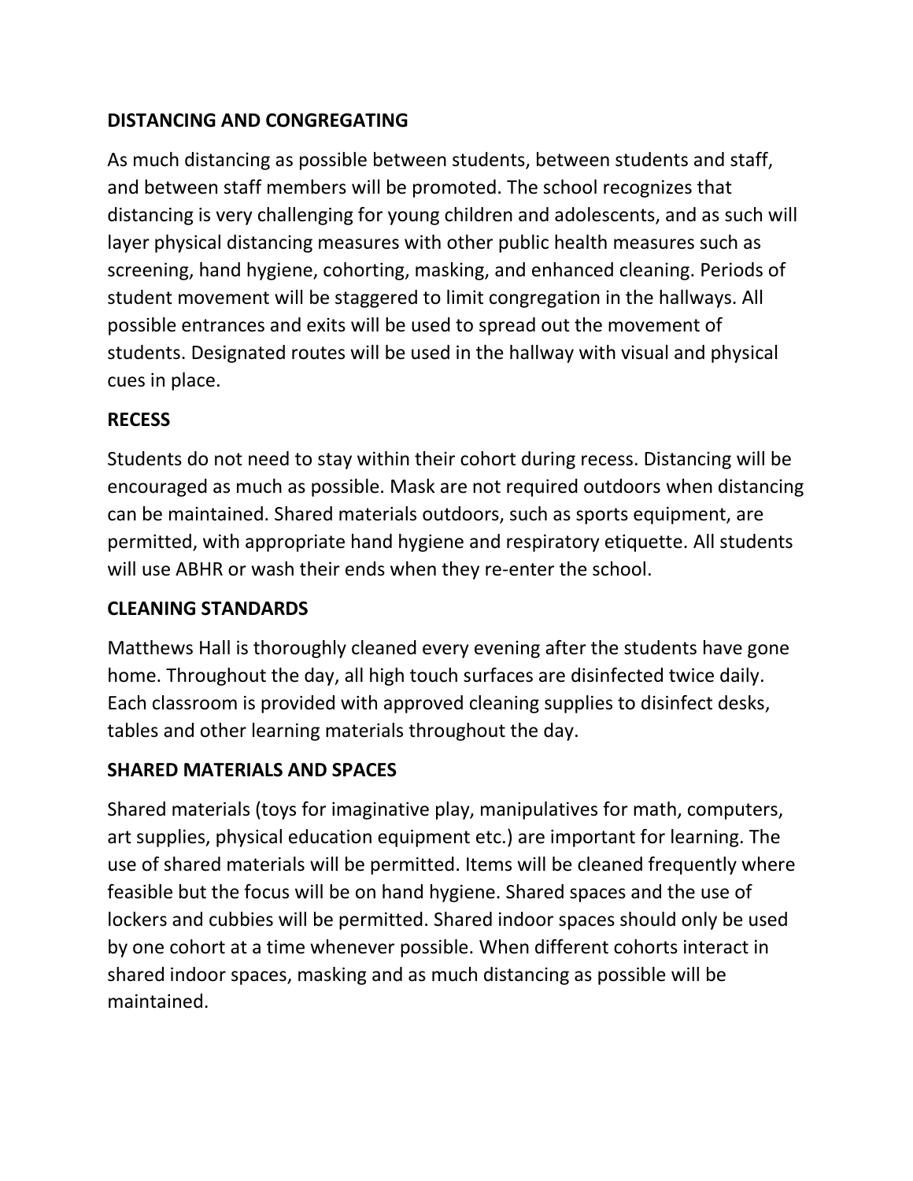**DISTANCING AND CONGREGATING**

As much distancing as possible between students, between students and staff, and between staff members will be promoted. The school recognizes that distancing is very challenging for young children and adolescents, and as such will layer physical distancing measures with other public health measures such as screening, hand hygiene, cohorting, masking, and enhanced cleaning. Periods of student movement will be staggered to limit congregation in the hallways. All possible entrances and exits will be used to spread out the movement of students. Designated routes will be used in the hallway with visual and physical cues in place.

**RECESS**

Students do not need to stay within their cohort during recess. Distancing will be encouraged as much as possible. Mask are not required outdoors when distancing can be maintained. Shared materials outdoors, such as sports equipment, are permitted, with appropriate hand hygiene and respiratory etiquette. All students will use ABHR or wash their ends when they re-enter the school.

**CLEANING STANDARDS**

Matthews Hall is thoroughly cleaned every evening after the students have gone home. Throughout the day, all high touch surfaces are disinfected twice daily. Each classroom is provided with approved cleaning supplies to disinfect desks, tables and other learning materials throughout the day.

**SHARED MATERIALS AND SPACES**

Shared materials (toys for imaginative play, manipulatives for math, computers, art supplies, physical education equipment etc.) are important for learning. The use of shared materials will be permitted. Items will be cleaned frequently where feasible but the focus will be on hand hygiene. Shared spaces and the use of lockers and cubbies will be permitted. Shared indoor spaces should only be used by one cohort at a time whenever possible. When different cohorts interact in shared indoor spaces, masking and as much distancing as possible will be maintained.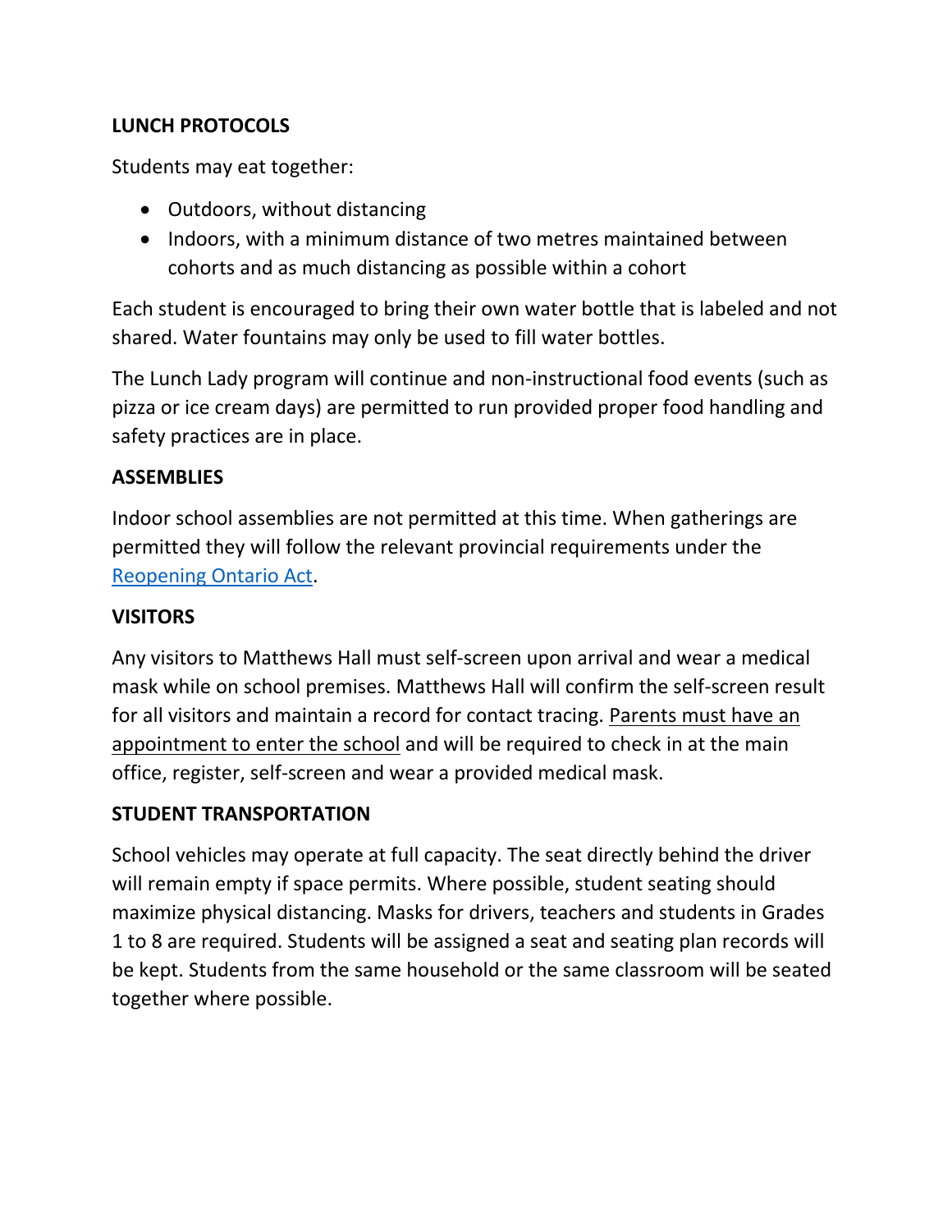**LUNCH PROTOCOLS**

Students may eat together:

- Outdoors, without distancing
- Indoors, with a minimum distance of two metres maintained between cohorts and as much distancing as possible within a cohort

Each student is encouraged to bring their own water bottle that is labeled and not shared. Water fountains may only be used to fill water bottles.

The Lunch Lady program will continue and non-instructional food events (such as pizza or ice cream days) are permitted to run provided proper food handling and safety practices are in place.

**ASSEMBLIES**

Indoor school assemblies are not permitted at this time. When gatherings are permitted they will follow the relevant provincial requirements under the Reopening Ontario Act.

**VISITORS**

Any visitors to Matthews Hall must self-screen upon arrival and wear a medical mask while on school premises. Matthews Hall will confirm the self-screen result for all visitors and maintain a record for contact tracing. Parents must have an appointment to enter the school and will be required to check in at the main office, register, self-screen and wear a provided medical mask.

**STUDENT TRANSPORTATION**

School vehicles may operate at full capacity. The seat directly behind the driver will remain empty if space permits. Where possible, student seating should maximize physical distancing. Masks for drivers, teachers and students in Grades 1 to 8 are required. Students will be assigned a seat and seating plan records will be kept. Students from the same household or the same classroom will be seated together where possible.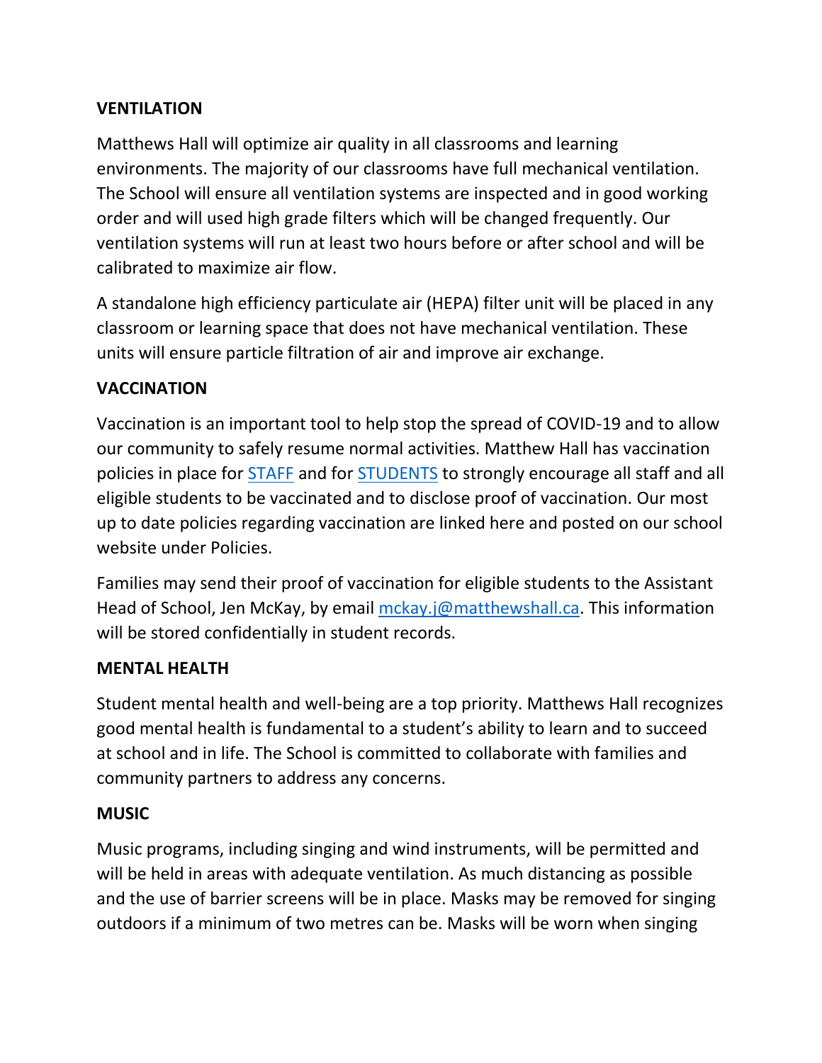**VENTILATION**

Matthews Hall will optimize air quality in all classrooms and learning environments. The majority of our classrooms have full mechanical ventilation. The School will ensure all ventilation systems are inspected and in good working order and will used high grade filters which will be changed frequently. Our ventilation systems will run at least two hours before or after school and will be calibrated to maximize air flow.

A standalone high efficiency particulate air (HEPA) filter unit will be placed in any classroom or learning space that does not have mechanical ventilation. These units will ensure particle filtration of air and improve air exchange.

**VACCINATION**

Vaccination is an important tool to help stop the spread of COVID-19 and to allow our community to safely resume normal activities. Matthew Hall has vaccination policies in place for STAFF and for STUDENTS to strongly encourage all staff and all eligible students to be vaccinated and to disclose proof of vaccination. Our most up to date policies regarding vaccination are linked here and posted on our school website under Policies.

Families may send their proof of vaccination for eligible students to the Assistant Head of School, Jen McKay, by email mckay.j@matthewshall.ca. This information will be stored confidentially in student records.

**MENTAL HEALTH**

Student mental health and well-being are a top priority. Matthews Hall recognizes good mental health is fundamental to a student's ability to learn and to succeed at school and in life. The School is committed to collaborate with families and community partners to address any concerns.

**MUSIC**

Music programs, including singing and wind instruments, will be permitted and will be held in areas with adequate ventilation. As much distancing as possible and the use of barrier screens will be in place. Masks may be removed for singing outdoors if a minimum of two metres can be. Masks will be worn when singing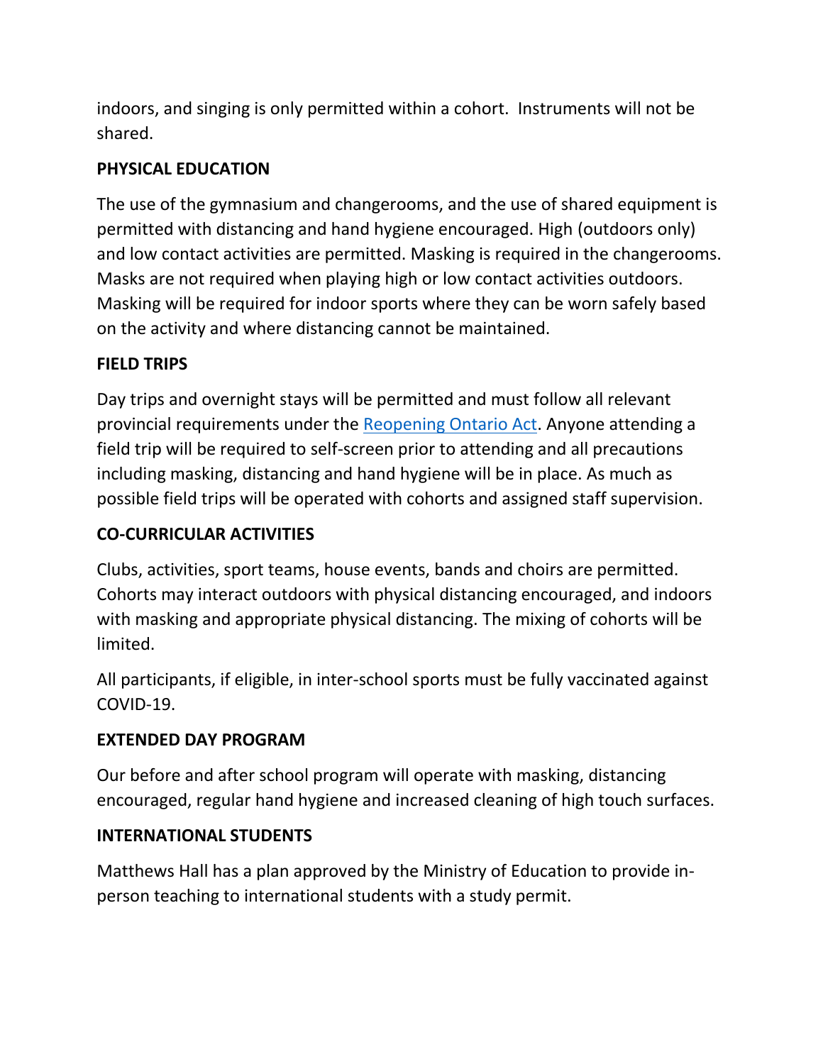indoors, and singing is only permitted within a cohort. Instruments will not be shared.

**PHYSICAL EDUCATION**

The use of the gymnasium and changerooms, and the use of shared equipment is permitted with distancing and hand hygiene encouraged. High (outdoors only) and low contact activities are permitted. Masking is required in the changerooms. Masks are not required when playing high or low contact activities outdoors. Masking will be required for indoor sports where they can be worn safely based on the activity and where distancing cannot be maintained.

**FIELD TRIPS**

Day trips and overnight stays will be permitted and must follow all relevant provincial requirements under the Reopening Ontario Act. Anyone attending a field trip will be required to self-screen prior to attending and all precautions including masking, distancing and hand hygiene will be in place. As much as possible field trips will be operated with cohorts and assigned staff supervision.

**CO-CURRICULAR ACTIVITIES**

Clubs, activities, sport teams, house events, bands and choirs are permitted. Cohorts may interact outdoors with physical distancing encouraged, and indoors with masking and appropriate physical distancing. The mixing of cohorts will be limited.

All participants, if eligible, in inter-school sports must be fully vaccinated against COVID-19.

**EXTENDED DAY PROGRAM**

Our before and after school program will operate with masking, distancing encouraged, regular hand hygiene and increased cleaning of high touch surfaces.

**INTERNATIONAL STUDENTS**

Matthews Hall has a plan approved by the Ministry of Education to provide in-person teaching to international students with a study permit.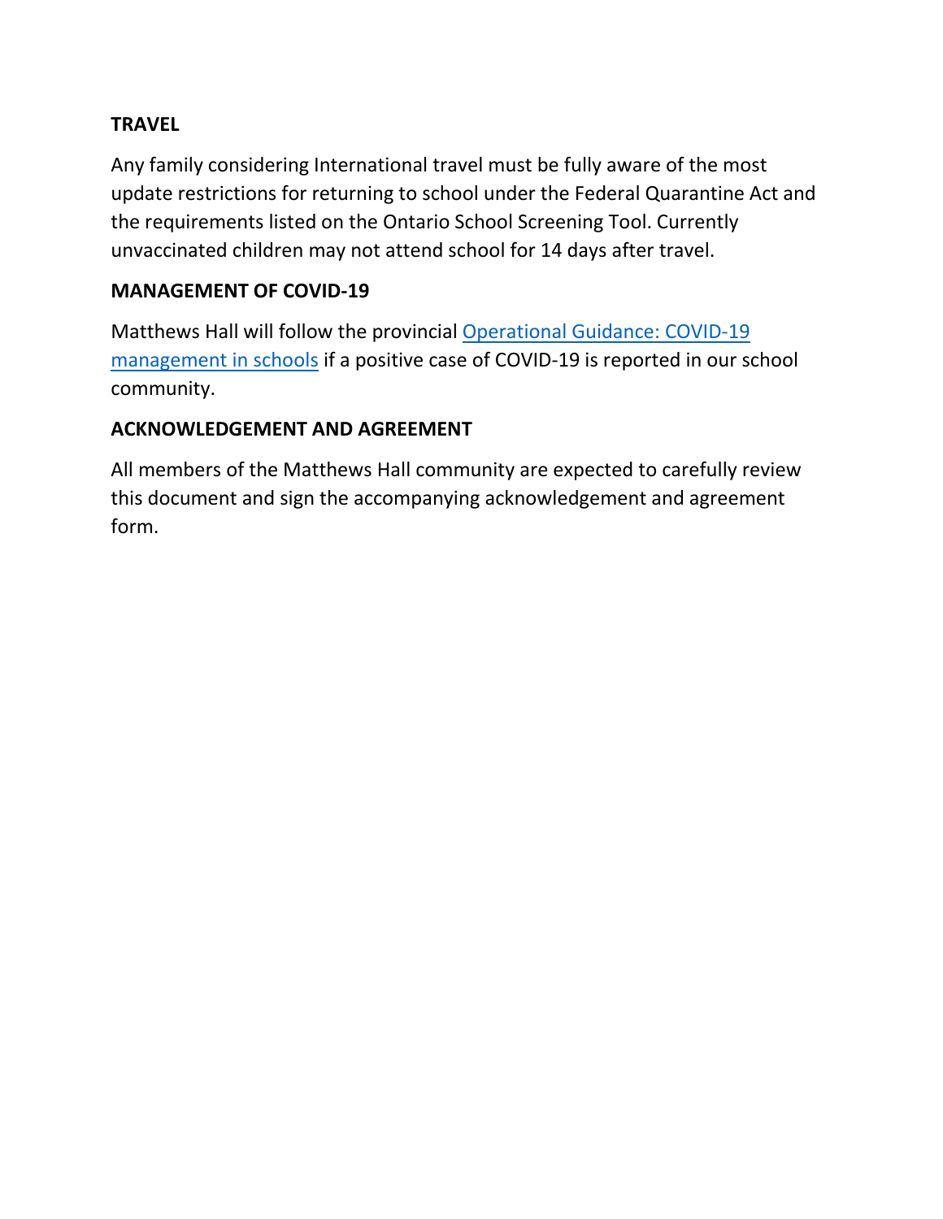**TRAVEL**

Any family considering International travel must be fully aware of the most update restrictions for returning to school under the Federal Quarantine Act and the requirements listed on the Ontario School Screening Tool. Currently unvaccinated children may not attend school for 14 days after travel.

**MANAGEMENT OF COVID-19**

Matthews Hall will follow the provincial Operational Guidance: COVID-19 management in schools if a positive case of COVID-19 is reported in our school community.

**ACKNOWLEDGEMENT AND AGREEMENT**

All members of the Matthews Hall community are expected to carefully review this document and sign the accompanying acknowledgement and agreement form.